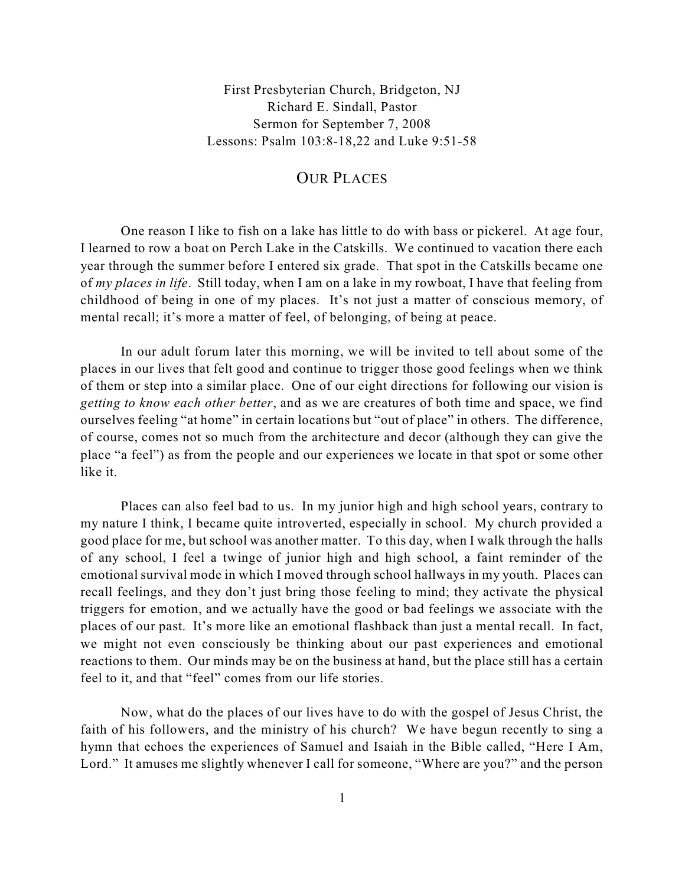First Presbyterian Church, Bridgeton, NJ
Richard E. Sindall, Pastor
Sermon for September 7, 2008
Lessons: Psalm 103:8-18,22 and Luke 9:51-58

# OUR PLACES

One reason I like to fish on a lake has little to do with bass or pickerel. At age four, I learned to row a boat on Perch Lake in the Catskills. We continued to vacation there each year through the summer before I entered six grade. That spot in the Catskills became one of *my places in life*. Still today, when I am on a lake in my rowboat, I have that feeling from childhood of being in one of my places. It's not just a matter of conscious memory, of mental recall; it's more a matter of feel, of belonging, of being at peace.

In our adult forum later this morning, we will be invited to tell about some of the places in our lives that felt good and continue to trigger those good feelings when we think of them or step into a similar place. One of our eight directions for following our vision is *getting to know each other better*, and as we are creatures of both time and space, we find ourselves feeling "at home" in certain locations but "out of place" in others. The difference, of course, comes not so much from the architecture and decor (although they can give the place "a feel") as from the people and our experiences we locate in that spot or some other like it.

Places can also feel bad to us. In my junior high and high school years, contrary to my nature I think, I became quite introverted, especially in school. My church provided a good place for me, but school was another matter. To this day, when I walk through the halls of any school, I feel a twinge of junior high and high school, a faint reminder of the emotional survival mode in which I moved through school hallways in my youth. Places can recall feelings, and they don't just bring those feeling to mind; they activate the physical triggers for emotion, and we actually have the good or bad feelings we associate with the places of our past. It's more like an emotional flashback than just a mental recall. In fact, we might not even consciously be thinking about our past experiences and emotional reactions to them. Our minds may be on the business at hand, but the place still has a certain feel to it, and that "feel" comes from our life stories.

Now, what do the places of our lives have to do with the gospel of Jesus Christ, the faith of his followers, and the ministry of his church? We have begun recently to sing a hymn that echoes the experiences of Samuel and Isaiah in the Bible called, "Here I Am, Lord." It amuses me slightly whenever I call for someone, "Where are you?" and the person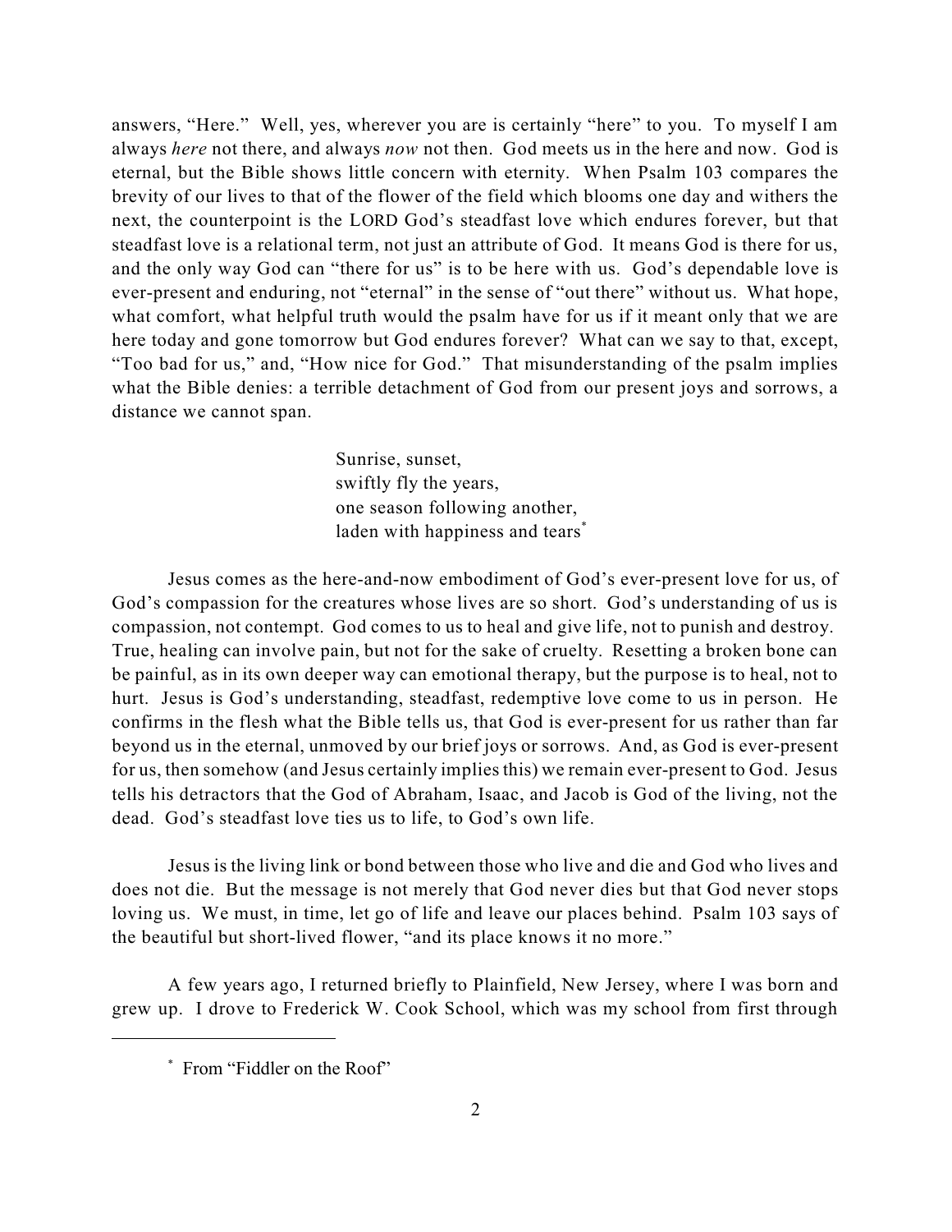answers, "Here." Well, yes, wherever you are is certainly "here" to you. To myself I am always *here* not there, and always *now* not then. God meets us in the here and now. God is eternal, but the Bible shows little concern with eternity. When Psalm 103 compares the brevity of our lives to that of the flower of the field which blooms one day and withers the next, the counterpoint is the LORD God's steadfast love which endures forever, but that steadfast love is a relational term, not just an attribute of God. It means God is there for us, and the only way God can "there for us" is to be here with us. God's dependable love is ever-present and enduring, not "eternal" in the sense of "out there" without us. What hope, what comfort, what helpful truth would the psalm have for us if it meant only that we are here today and gone tomorrow but God endures forever? What can we say to that, except, "Too bad for us," and, "How nice for God." That misunderstanding of the psalm implies what the Bible denies: a terrible detachment of God from our present joys and sorrows, a distance we cannot span.

> Sunrise, sunset,
> swiftly fly the years,
> one season following another,
> laden with happiness and tears*

Jesus comes as the here-and-now embodiment of God's ever-present love for us, of God's compassion for the creatures whose lives are so short. God's understanding of us is compassion, not contempt. God comes to us to heal and give life, not to punish and destroy. True, healing can involve pain, but not for the sake of cruelty. Resetting a broken bone can be painful, as in its own deeper way can emotional therapy, but the purpose is to heal, not to hurt. Jesus is God's understanding, steadfast, redemptive love come to us in person. He confirms in the flesh what the Bible tells us, that God is ever-present for us rather than far beyond us in the eternal, unmoved by our brief joys or sorrows. And, as God is ever-present for us, then somehow (and Jesus certainly implies this) we remain ever-present to God. Jesus tells his detractors that the God of Abraham, Isaac, and Jacob is God of the living, not the dead. God's steadfast love ties us to life, to God's own life.

Jesus is the living link or bond between those who live and die and God who lives and does not die. But the message is not merely that God never dies but that God never stops loving us. We must, in time, let go of life and leave our places behind. Psalm 103 says of the beautiful but short-lived flower, "and its place knows it no more."

A few years ago, I returned briefly to Plainfield, New Jersey, where I was born and grew up. I drove to Frederick W. Cook School, which was my school from first through

---

\* From "Fiddler on the Roof"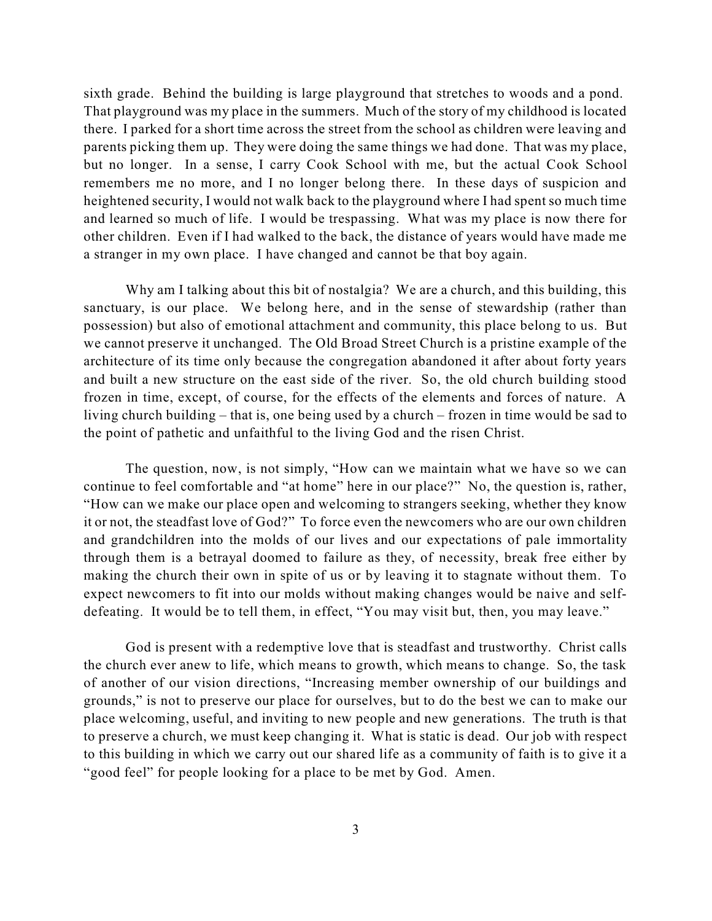sixth grade. Behind the building is large playground that stretches to woods and a pond. That playground was my place in the summers. Much of the story of my childhood is located there. I parked for a short time across the street from the school as children were leaving and parents picking them up. They were doing the same things we had done. That was my place, but no longer. In a sense, I carry Cook School with me, but the actual Cook School remembers me no more, and I no longer belong there. In these days of suspicion and heightened security, I would not walk back to the playground where I had spent so much time and learned so much of life. I would be trespassing. What was my place is now there for other children. Even if I had walked to the back, the distance of years would have made me a stranger in my own place. I have changed and cannot be that boy again.

Why am I talking about this bit of nostalgia? We are a church, and this building, this sanctuary, is our place. We belong here, and in the sense of stewardship (rather than possession) but also of emotional attachment and community, this place belong to us. But we cannot preserve it unchanged. The Old Broad Street Church is a pristine example of the architecture of its time only because the congregation abandoned it after about forty years and built a new structure on the east side of the river. So, the old church building stood frozen in time, except, of course, for the effects of the elements and forces of nature. A living church building – that is, one being used by a church – frozen in time would be sad to the point of pathetic and unfaithful to the living God and the risen Christ.

The question, now, is not simply, "How can we maintain what we have so we can continue to feel comfortable and "at home" here in our place?" No, the question is, rather, "How can we make our place open and welcoming to strangers seeking, whether they know it or not, the steadfast love of God?" To force even the newcomers who are our own children and grandchildren into the molds of our lives and our expectations of pale immortality through them is a betrayal doomed to failure as they, of necessity, break free either by making the church their own in spite of us or by leaving it to stagnate without them. To expect newcomers to fit into our molds without making changes would be naive and self-defeating. It would be to tell them, in effect, "You may visit but, then, you may leave."

God is present with a redemptive love that is steadfast and trustworthy. Christ calls the church ever anew to life, which means to growth, which means to change. So, the task of another of our vision directions, "Increasing member ownership of our buildings and grounds," is not to preserve our place for ourselves, but to do the best we can to make our place welcoming, useful, and inviting to new people and new generations. The truth is that to preserve a church, we must keep changing it. What is static is dead. Our job with respect to this building in which we carry out our shared life as a community of faith is to give it a "good feel" for people looking for a place to be met by God. Amen.